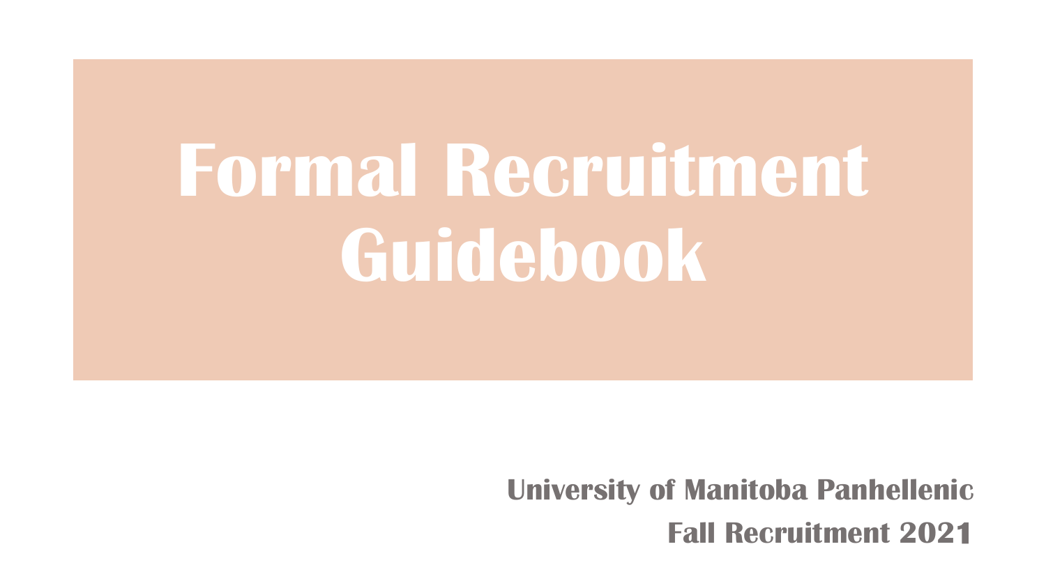# Formal Recruitment Guidebook

**University of Manitoba Panhellenic**

**Fall Recruitment 2021**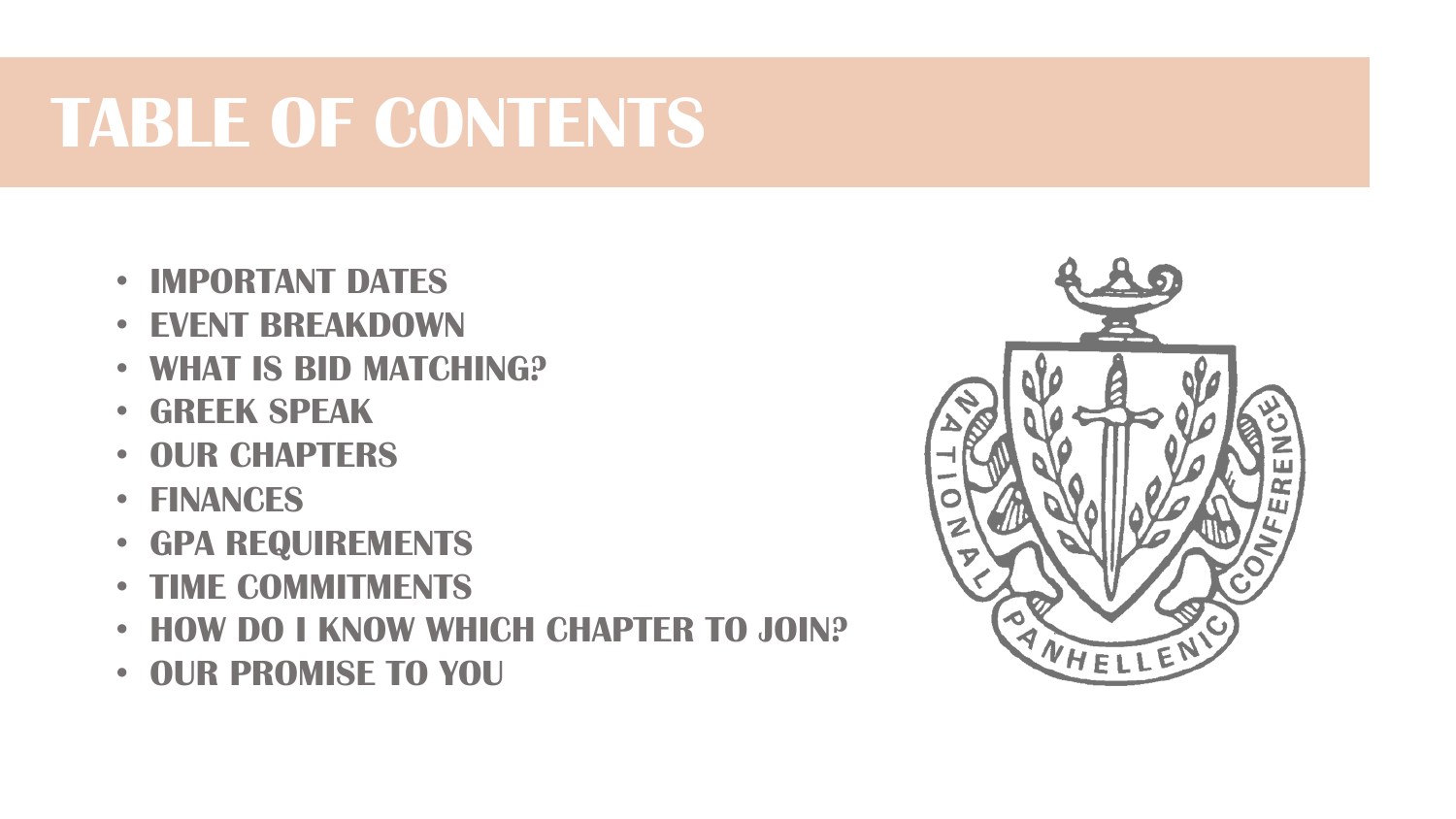# TABLE OF CONTENTS

- **IMPORTANT DATES**
- **EVENT BREAKDOWN**
- **WHAT IS BID MATCHING?**
- **GREEK SPEAK**
- **OUR CHAPTERS**
- **FINANCES**
- **GPA REQUIREMENTS**
- **TIME COMMITMENTS**
- **HOW DO I KNOW WHICH CHAPTER TO JOIN?**
- **OUR PROMISE TO YOU**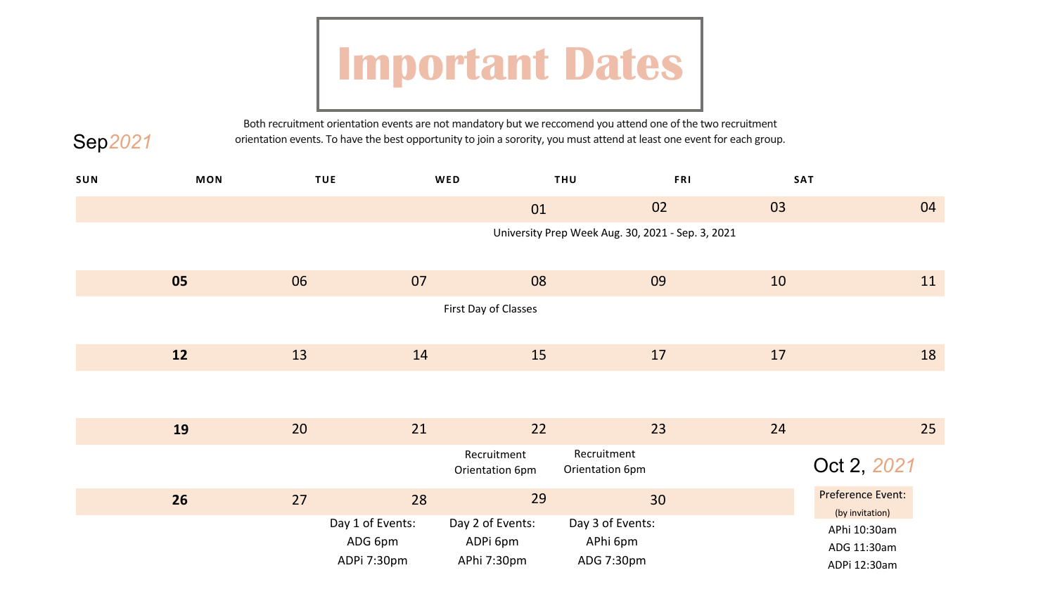# Important Dates

Both recruitment orientation events are not mandatory but we reccomend you attend one of the two recruitment orientation events. To have the best opportunity to join a sorority, you must attend at least one event for each group.

## Sep *2021*

| SUN | MON | TUE | WED | THU | FRI | SAT |
|---|---|---|---|---|---|---|
| | | | 01 | 02 | 03 | 04 |
| | | | University Prep Week Aug. 30, 2021 - Sep. 3, 2021 | | | |
| **05** | 06 | 07 | 08 | 09 | 10 | 11 |
| | | | First Day of Classes | | | |
| **12** | 13 | 14 | 15 | 17 | 17 | 18 |
| **19** | 20 | 21 | 22 | 23 | 24 | 25 |
| | | | Recruitment Orientation 6pm | Recruitment Orientation 6pm | | |
| **26** | 27 | 28 | 29 | 30 | | |
| | | Day 1 of Events:<br>ADG 6pm<br>ADPi 7:30pm | Day 2 of Events:<br>ADPi 6pm<br>APhi 7:30pm | Day 3 of Events:<br>APhi 6pm<br>ADG 7:30pm | | |

## Oct 2, *2021*

**Preference Event:** (by invitation)

- APhi 10:30am
- ADG 11:30am
- ADPi 12:30am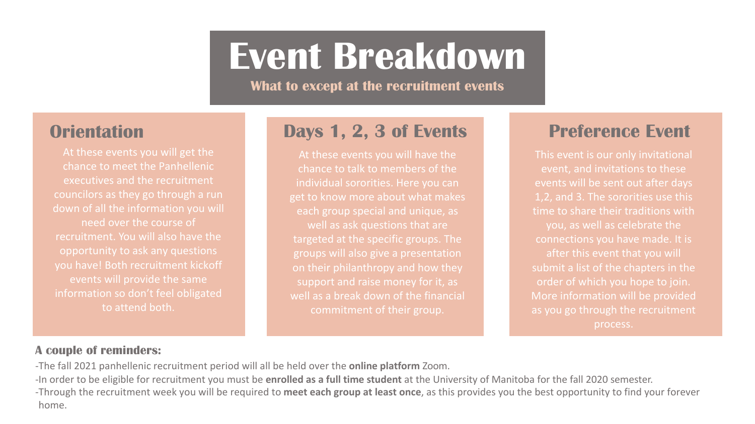# Event Breakdown

**What to except at the recruitment events**

## Orientation

At these events you will get the chance to meet the Panhellenic executives and the recruitment councilors as they go through a run down of all the information you will need over the course of recruitment. You will also have the opportunity to ask any questions you have! Both recruitment kickoff events will provide the same information so don't feel obligated to attend both.

## Days 1, 2, 3 of Events

At these events you will have the chance to talk to members of the individual sororities. Here you can get to know more about what makes each group special and unique, as well as ask questions that are targeted at the specific groups. The groups will also give a presentation on their philanthropy and how they support and raise money for it, as well as a break down of the financial commitment of their group.

## Preference Event

This event is our only invitational event, and invitations to these events will be sent out after days 1,2, and 3. The sororities use this time to share their traditions with you, as well as celebrate the connections you have made. It is after this event that you will submit a list of the chapters in the order of which you hope to join. More information will be provided as you go through the recruitment process.

### A couple of reminders:

-The fall 2021 panhellenic recruitment period will all be held over the **online platform** Zoom.

-In order to be eligible for recruitment you must be **enrolled as a full time student** at the University of Manitoba for the fall 2020 semester.

-Through the recruitment week you will be required to **meet each group at least once**, as this provides you the best opportunity to find your forever home.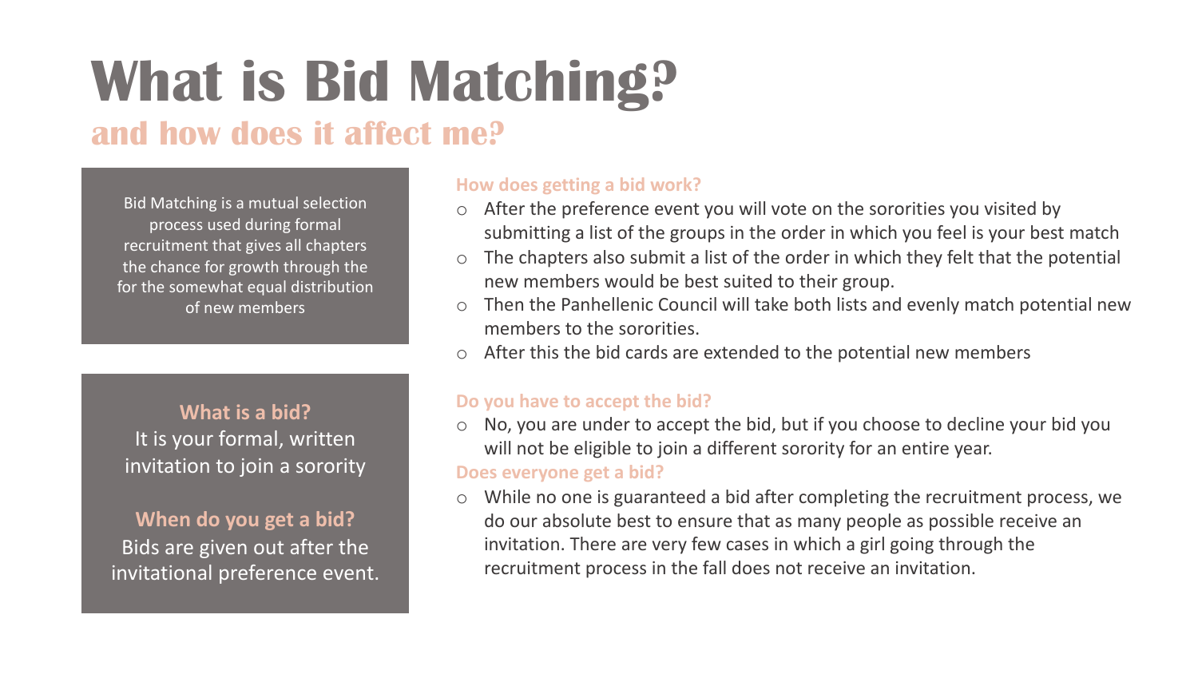# What is Bid Matching?

## and how does it affect me?

Bid Matching is a mutual selection process used during formal recruitment that gives all chapters the chance for growth through the for the somewhat equal distribution of new members

**What is a bid?**
It is your formal, written invitation to join a sorority

**When do you get a bid?**
Bids are given out after the invitational preference event.

**How does getting a bid work?**

- After the preference event you will vote on the sororities you visited by submitting a list of the groups in the order in which you feel is your best match
- The chapters also submit a list of the order in which they felt that the potential new members would be best suited to their group.
- Then the Panhellenic Council will take both lists and evenly match potential new members to the sororities.
- After this the bid cards are extended to the potential new members

**Do you have to accept the bid?**

- No, you are under to accept the bid, but if you choose to decline your bid you will not be eligible to join a different sorority for an entire year.

**Does everyone get a bid?**

- While no one is guaranteed a bid after completing the recruitment process, we do our absolute best to ensure that as many people as possible receive an invitation. There are very few cases in which a girl going through the recruitment process in the fall does not receive an invitation.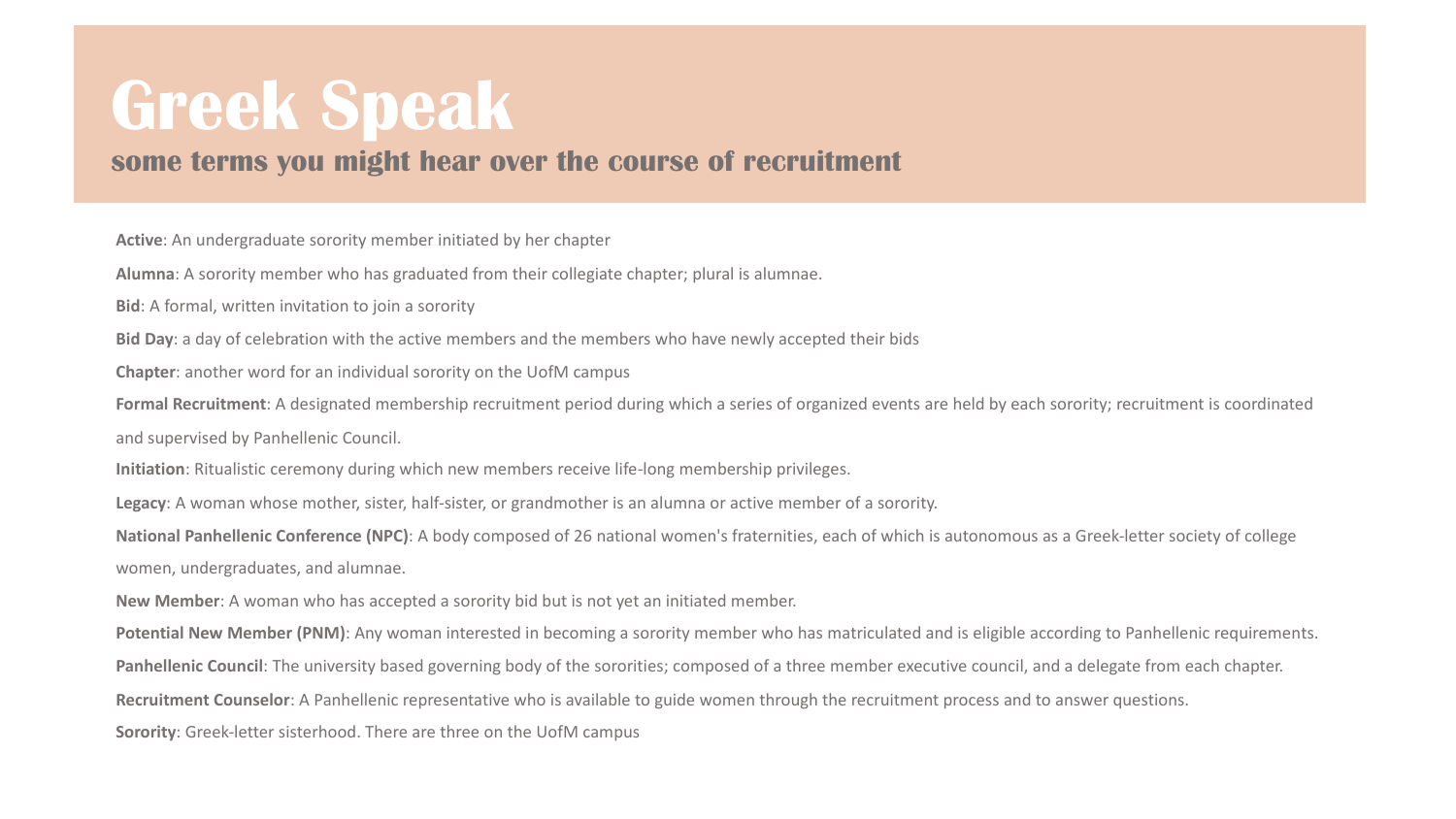# Greek Speak

## some terms you might hear over the course of recruitment

**Active**: An undergraduate sorority member initiated by her chapter

**Alumna**: A sorority member who has graduated from their collegiate chapter; plural is alumnae.

**Bid**: A formal, written invitation to join a sorority

**Bid Day**: a day of celebration with the active members and the members who have newly accepted their bids

**Chapter**: another word for an individual sorority on the UofM campus

**Formal Recruitment**: A designated membership recruitment period during which a series of organized events are held by each sorority; recruitment is coordinated and supervised by Panhellenic Council.

**Initiation**: Ritualistic ceremony during which new members receive life-long membership privileges.

**Legacy**: A woman whose mother, sister, half-sister, or grandmother is an alumna or active member of a sorority.

**National Panhellenic Conference (NPC)**: A body composed of 26 national women's fraternities, each of which is autonomous as a Greek-letter society of college women, undergraduates, and alumnae.

**New Member**: A woman who has accepted a sorority bid but is not yet an initiated member.

**Potential New Member (PNM)**: Any woman interested in becoming a sorority member who has matriculated and is eligible according to Panhellenic requirements.

**Panhellenic Council**: The university based governing body of the sororities; composed of a three member executive council, and a delegate from each chapter.

**Recruitment Counselor**: A Panhellenic representative who is available to guide women through the recruitment process and to answer questions.

**Sorority**: Greek-letter sisterhood. There are three on the UofM campus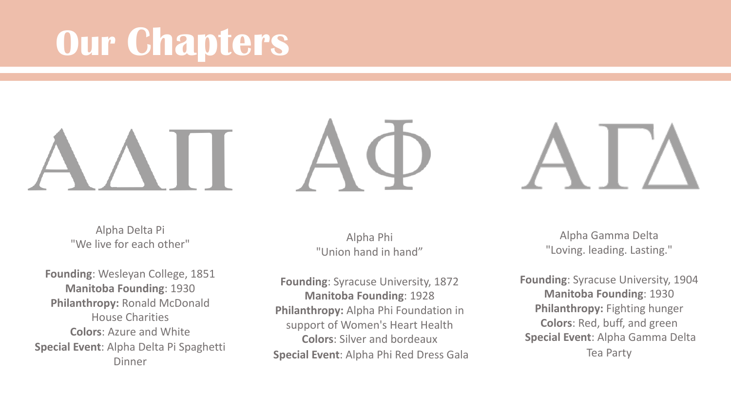# Our Chapters

ΑΔΠ

Alpha Delta Pi
"We live for each other"

**Founding**: Wesleyan College, 1851
**Manitoba Founding**: 1930
**Philanthropy:** Ronald McDonald House Charities
**Colors**: Azure and White
**Special Event**: Alpha Delta Pi Spaghetti Dinner

ΑΦ

Alpha Phi
"Union hand in hand"

**Founding**: Syracuse University, 1872
**Manitoba Founding**: 1928
**Philanthropy:** Alpha Phi Foundation in support of Women's Heart Health
**Colors**: Silver and bordeaux
**Special Event**: Alpha Phi Red Dress Gala

ΑΓΔ

Alpha Gamma Delta
"Loving. leading. Lasting."

**Founding**: Syracuse University, 1904
**Manitoba Founding**: 1930
**Philanthropy:** Fighting hunger
**Colors**: Red, buff, and green
**Special Event**: Alpha Gamma Delta Tea Party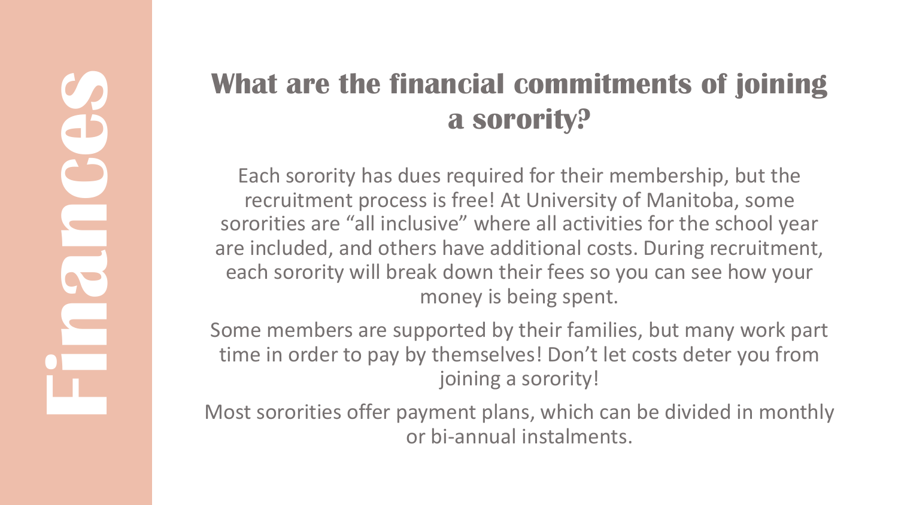# Finances

## What are the financial commitments of joining a sorority?

Each sorority has dues required for their membership, but the recruitment process is free! At University of Manitoba, some sororities are “all inclusive” where all activities for the school year are included, and others have additional costs. During recruitment, each sorority will break down their fees so you can see how your money is being spent.

Some members are supported by their families, but many work part time in order to pay by themselves! Don’t let costs deter you from joining a sorority!

Most sororities offer payment plans, which can be divided in monthly or bi-annual instalments.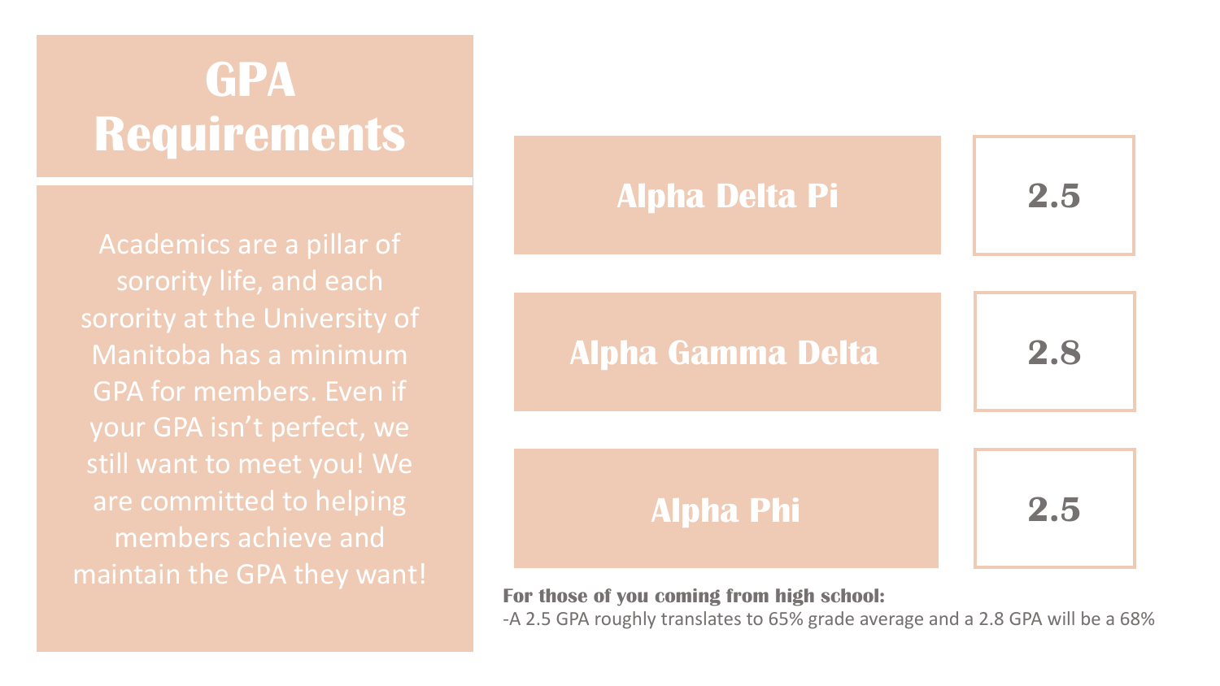# GPA Requirements

Academics are a pillar of sorority life, and each sorority at the University of Manitoba has a minimum GPA for members. Even if your GPA isn't perfect, we still want to meet you! We are committed to helping members achieve and maintain the GPA they want!

| Sorority | GPA |
| --- | --- |
| **Alpha Delta Pi** | **2.5** |
| **Alpha Gamma Delta** | **2.8** |
| **Alpha Phi** | **2.5** |

**For those of you coming from high school:**

-A 2.5 GPA roughly translates to 65% grade average and a 2.8 GPA will be a 68%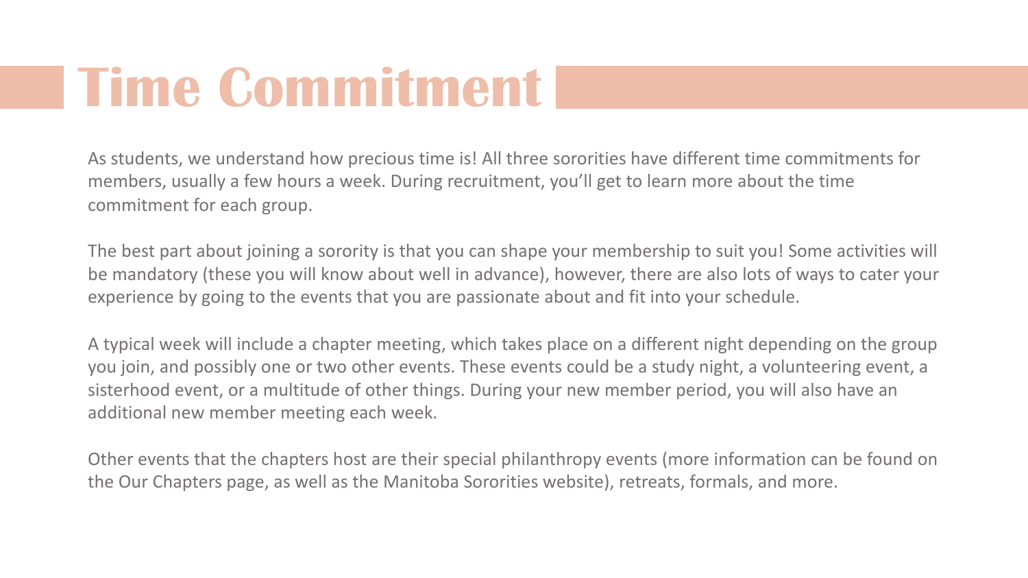# Time Commitment

As students, we understand how precious time is! All three sororities have different time commitments for members, usually a few hours a week. During recruitment, you'll get to learn more about the time commitment for each group.

The best part about joining a sorority is that you can shape your membership to suit you! Some activities will be mandatory (these you will know about well in advance), however, there are also lots of ways to cater your experience by going to the events that you are passionate about and fit into your schedule.

A typical week will include a chapter meeting, which takes place on a different night depending on the group you join, and possibly one or two other events. These events could be a study night, a volunteering event, a sisterhood event, or a multitude of other things. During your new member period, you will also have an additional new member meeting each week.

Other events that the chapters host are their special philanthropy events (more information can be found on the Our Chapters page, as well as the Manitoba Sororities website), retreats, formals, and more.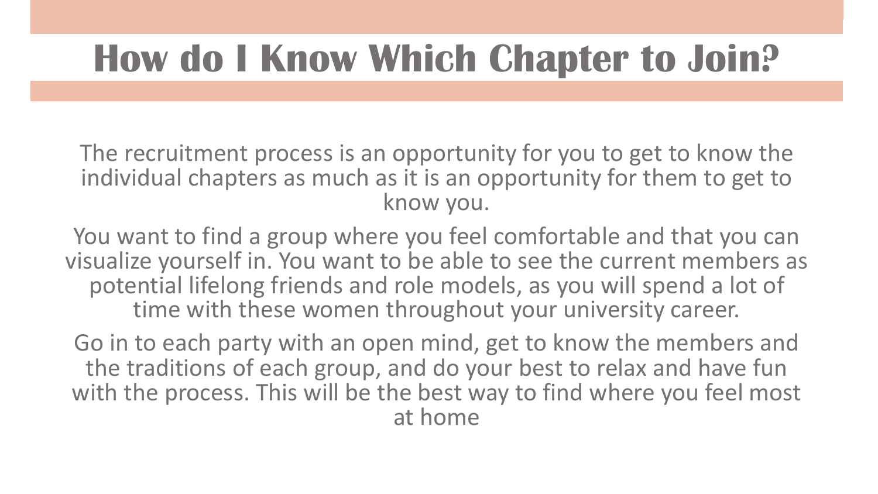# How do I Know Which Chapter to Join?

The recruitment process is an opportunity for you to get to know the individual chapters as much as it is an opportunity for them to get to know you.

You want to find a group where you feel comfortable and that you can visualize yourself in. You want to be able to see the current members as potential lifelong friends and role models, as you will spend a lot of time with these women throughout your university career.

Go in to each party with an open mind, get to know the members and the traditions of each group, and do your best to relax and have fun with the process. This will be the best way to find where you feel most at home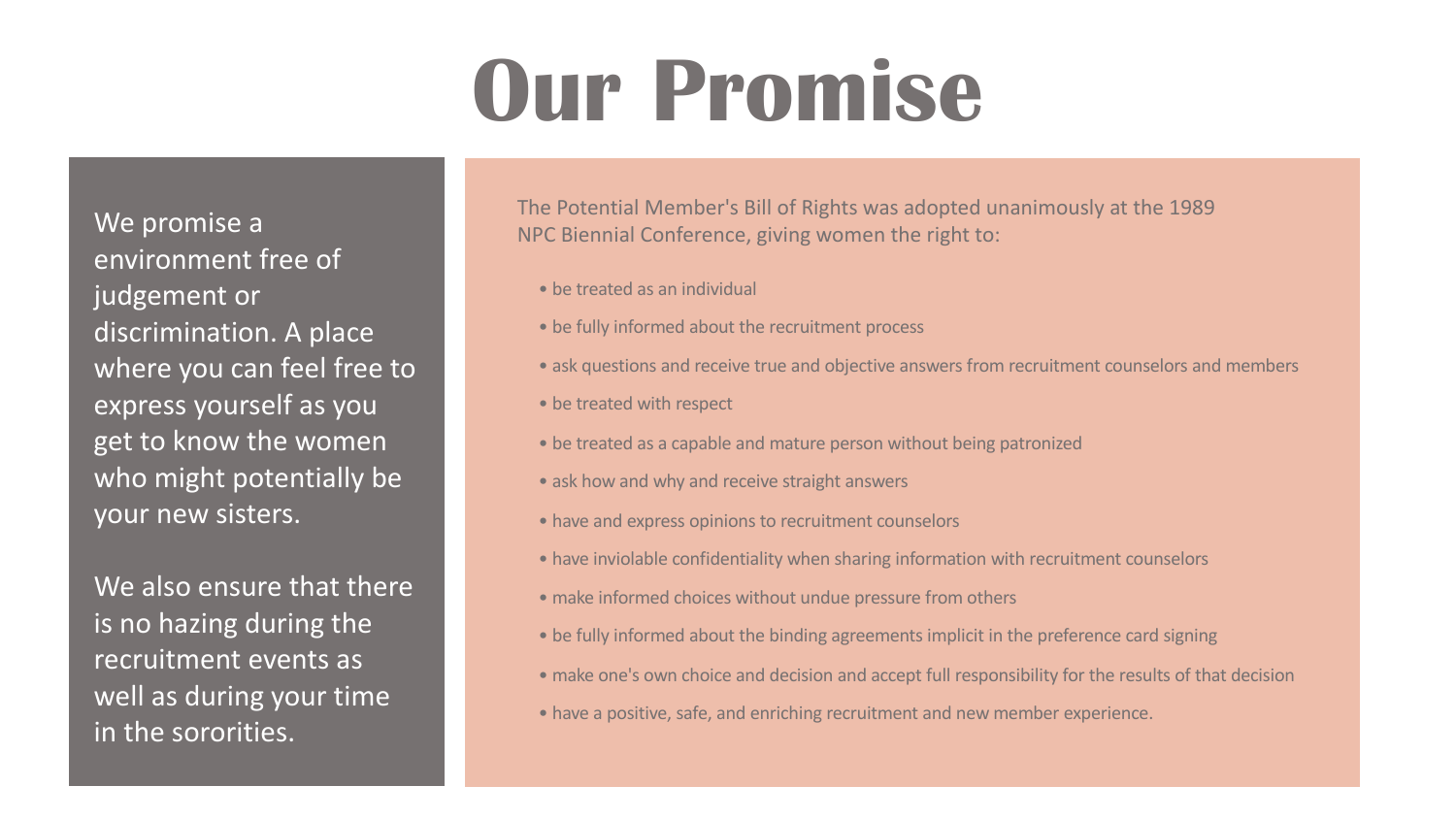# Our Promise

We promise a environment free of judgement or discrimination. A place where you can feel free to express yourself as you get to know the women who might potentially be your new sisters.

We also ensure that there is no hazing during the recruitment events as well as during your time in the sororities.

The Potential Member's Bill of Rights was adopted unanimously at the 1989 NPC Biennial Conference, giving women the right to:

- be treated as an individual
- be fully informed about the recruitment process
- ask questions and receive true and objective answers from recruitment counselors and members
- be treated with respect
- be treated as a capable and mature person without being patronized
- ask how and why and receive straight answers
- have and express opinions to recruitment counselors
- have inviolable confidentiality when sharing information with recruitment counselors
- make informed choices without undue pressure from others
- be fully informed about the binding agreements implicit in the preference card signing
- make one's own choice and decision and accept full responsibility for the results of that decision
- have a positive, safe, and enriching recruitment and new member experience.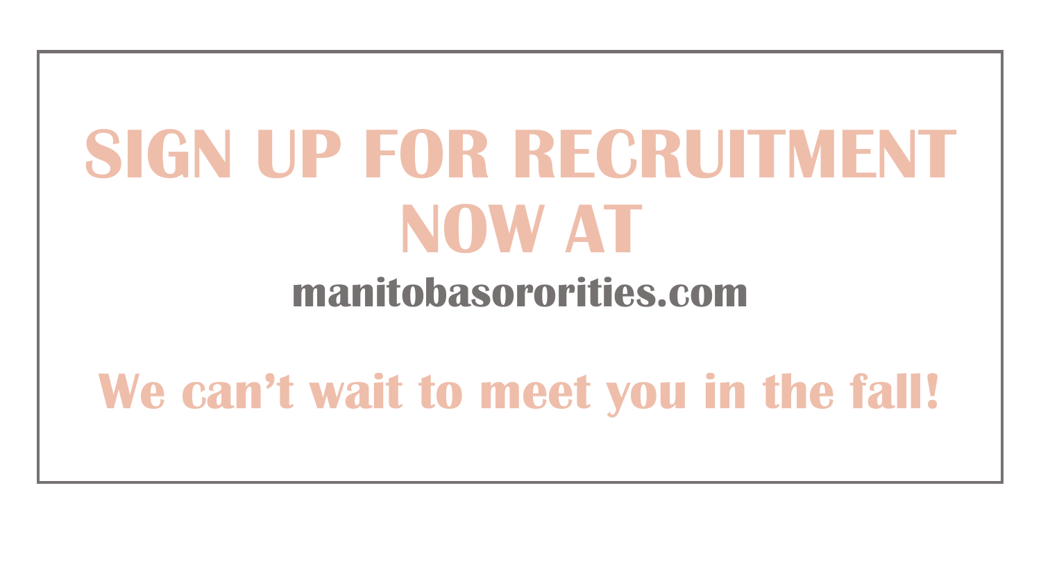# SIGN UP FOR RECRUITMENT NOW AT

**manitobasororities.com**

## We can't wait to meet you in the fall!